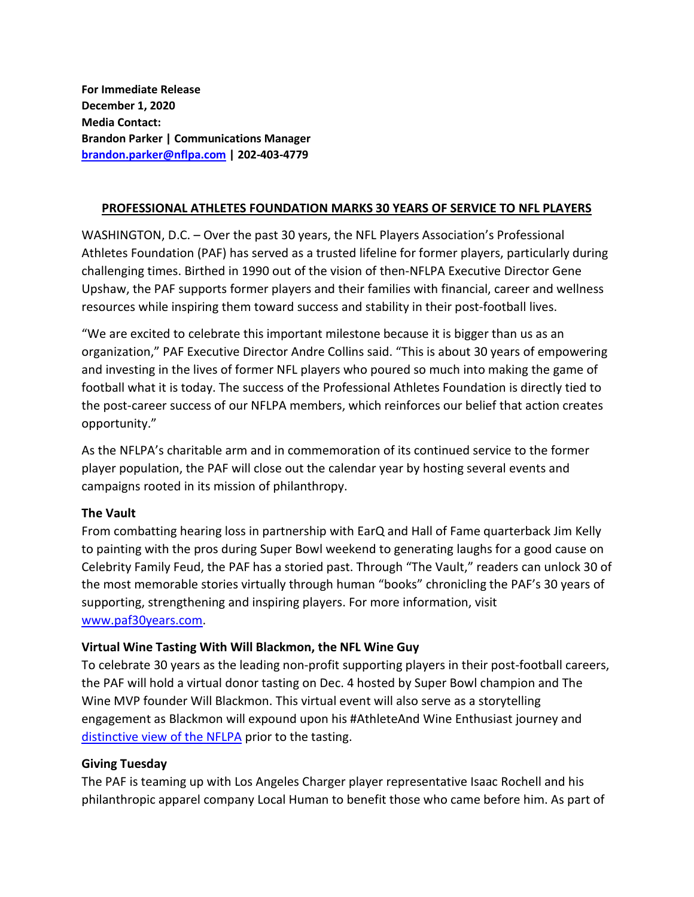**For Immediate Release**
**December 1, 2020**
**Media Contact:**
**Brandon Parker | Communications Manager**
**[brandon.parker@nflpa.com](mailto:brandon.parker@nflpa.com) | 202-403-4779**

## PROFESSIONAL ATHLETES FOUNDATION MARKS 30 YEARS OF SERVICE TO NFL PLAYERS

WASHINGTON, D.C. – Over the past 30 years, the NFL Players Association's Professional Athletes Foundation (PAF) has served as a trusted lifeline for former players, particularly during challenging times. Birthed in 1990 out of the vision of then-NFLPA Executive Director Gene Upshaw, the PAF supports former players and their families with financial, career and wellness resources while inspiring them toward success and stability in their post-football lives.

"We are excited to celebrate this important milestone because it is bigger than us as an organization," PAF Executive Director Andre Collins said. "This is about 30 years of empowering and investing in the lives of former NFL players who poured so much into making the game of football what it is today. The success of the Professional Athletes Foundation is directly tied to the post-career success of our NFLPA members, which reinforces our belief that action creates opportunity."

As the NFLPA's charitable arm and in commemoration of its continued service to the former player population, the PAF will close out the calendar year by hosting several events and campaigns rooted in its mission of philanthropy.

**The Vault**
From combatting hearing loss in partnership with EarQ and Hall of Fame quarterback Jim Kelly to painting with the pros during Super Bowl weekend to generating laughs for a good cause on Celebrity Family Feud, the PAF has a storied past. Through "The Vault," readers can unlock 30 of the most memorable stories virtually through human "books" chronicling the PAF's 30 years of supporting, strengthening and inspiring players. For more information, visit [www.paf30years.com](http://www.paf30years.com).

**Virtual Wine Tasting With Will Blackmon, the NFL Wine Guy**
To celebrate 30 years as the leading non-profit supporting players in their post-football careers, the PAF will hold a virtual donor tasting on Dec. 4 hosted by Super Bowl champion and The Wine MVP founder Will Blackmon. This virtual event will also serve as a storytelling engagement as Blackmon will expound upon his #AthleteAnd Wine Enthusiast journey and distinctive view of the NFLPA prior to the tasting.

**Giving Tuesday**
The PAF is teaming up with Los Angeles Charger player representative Isaac Rochell and his philanthropic apparel company Local Human to benefit those who came before him. As part of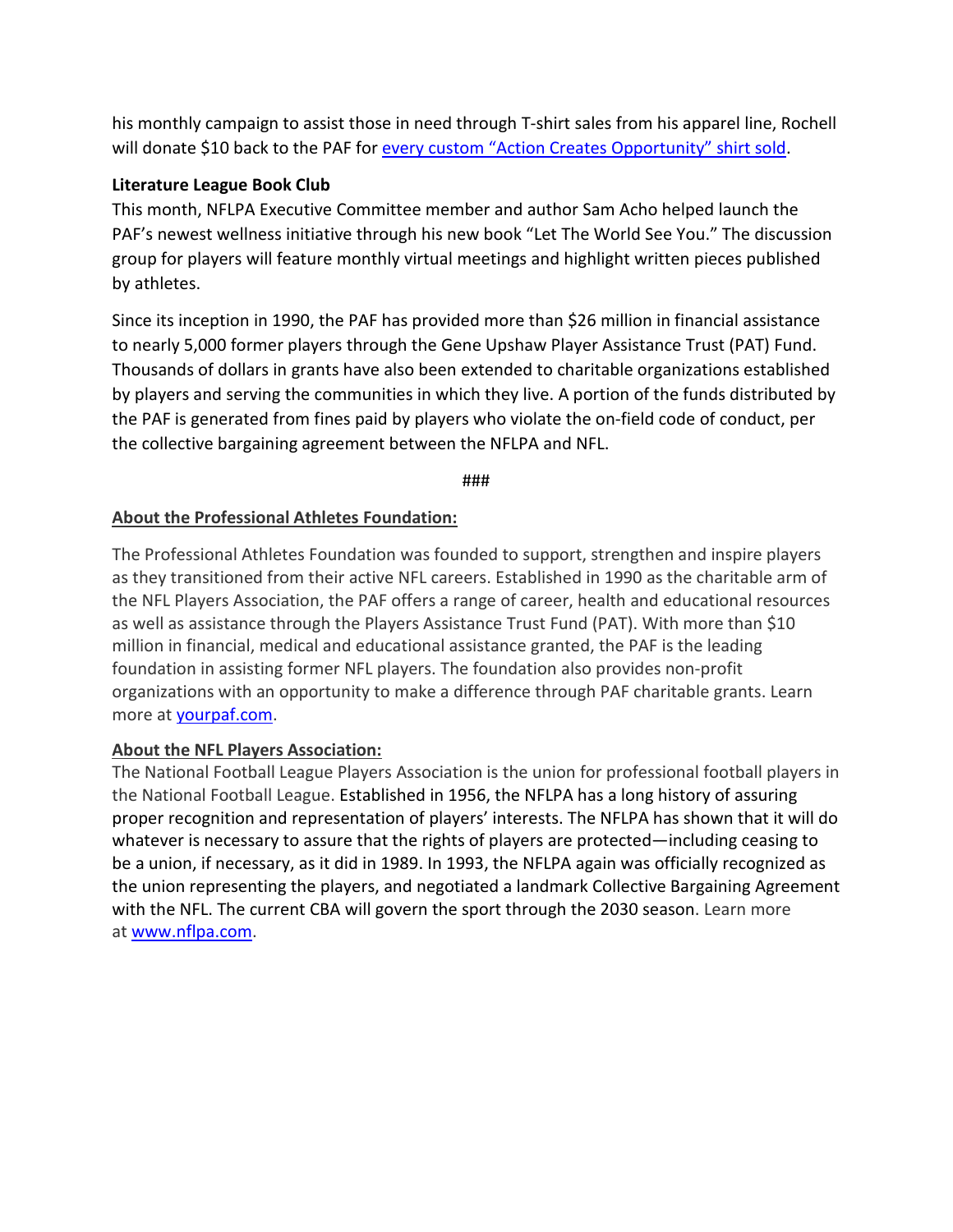his monthly campaign to assist those in need through T-shirt sales from his apparel line, Rochell will donate $10 back to the PAF for every custom "Action Creates Opportunity" shirt sold.

**Literature League Book Club**
This month, NFLPA Executive Committee member and author Sam Acho helped launch the PAF's newest wellness initiative through his new book "Let The World See You." The discussion group for players will feature monthly virtual meetings and highlight written pieces published by athletes.

Since its inception in 1990, the PAF has provided more than $26 million in financial assistance to nearly 5,000 former players through the Gene Upshaw Player Assistance Trust (PAT) Fund. Thousands of dollars in grants have also been extended to charitable organizations established by players and serving the communities in which they live. A portion of the funds distributed by the PAF is generated from fines paid by players who violate the on-field code of conduct, per the collective bargaining agreement between the NFLPA and NFL.

###

**About the Professional Athletes Foundation:**

The Professional Athletes Foundation was founded to support, strengthen and inspire players as they transitioned from their active NFL careers. Established in 1990 as the charitable arm of the NFL Players Association, the PAF offers a range of career, health and educational resources as well as assistance through the Players Assistance Trust Fund (PAT). With more than $10 million in financial, medical and educational assistance granted, the PAF is the leading foundation in assisting former NFL players. The foundation also provides non-profit organizations with an opportunity to make a difference through PAF charitable grants. Learn more at yourpaf.com.

**About the NFL Players Association:**
The National Football League Players Association is the union for professional football players in the National Football League. Established in 1956, the NFLPA has a long history of assuring proper recognition and representation of players' interests. The NFLPA has shown that it will do whatever is necessary to assure that the rights of players are protected—including ceasing to be a union, if necessary, as it did in 1989. In 1993, the NFLPA again was officially recognized as the union representing the players, and negotiated a landmark Collective Bargaining Agreement with the NFL. The current CBA will govern the sport through the 2030 season. Learn more at www.nflpa.com.